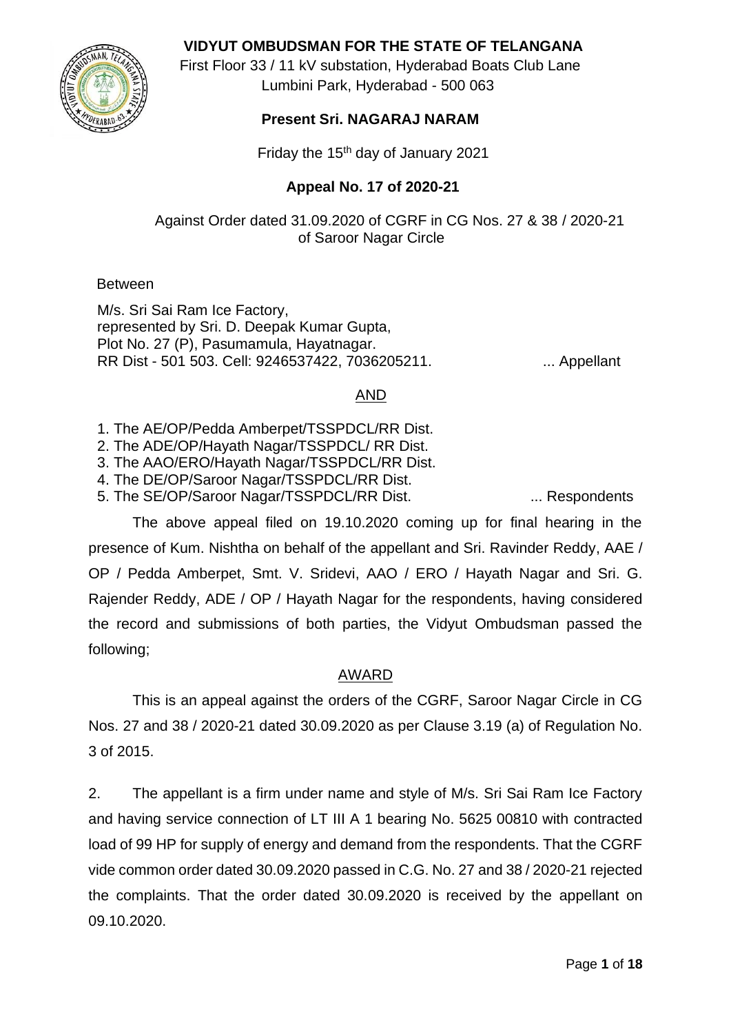# VIDYUT OMBUDSMAN FOR THE STATE OF TELANGANA

First Floor 33 / 11 kV substation, Hyderabad Boats Club Lane
Lumbini Park, Hyderabad - 500 063

**Present Sri. NAGARAJ NARAM**

Friday the 15th day of January 2021

**Appeal No. 17 of 2020-21**

Against Order dated 31.09.2020 of CGRF in CG Nos. 27 & 38 / 2020-21 of Saroor Nagar Circle

Between

M/s. Sri Sai Ram Ice Factory,
represented by Sri. D. Deepak Kumar Gupta,
Plot No. 27 (P), Pasumamula, Hayatnagar.
RR Dist - 501 503. Cell: 9246537422, 7036205211. ... Appellant

AND

1. The AE/OP/Pedda Amberpet/TSSPDCL/RR Dist.
2. The ADE/OP/Hayath Nagar/TSSPDCL/ RR Dist.
3. The AAO/ERO/Hayath Nagar/TSSPDCL/RR Dist.
4. The DE/OP/Saroor Nagar/TSSPDCL/RR Dist.
5. The SE/OP/Saroor Nagar/TSSPDCL/RR Dist. ... Respondents

The above appeal filed on 19.10.2020 coming up for final hearing in the presence of Kum. Nishtha on behalf of the appellant and Sri. Ravinder Reddy, AAE / OP / Pedda Amberpet, Smt. V. Sridevi, AAO / ERO / Hayath Nagar and Sri. G. Rajender Reddy, ADE / OP / Hayath Nagar for the respondents, having considered the record and submissions of both parties, the Vidyut Ombudsman passed the following;

## AWARD

This is an appeal against the orders of the CGRF, Saroor Nagar Circle in CG Nos. 27 and 38 / 2020-21 dated 30.09.2020 as per Clause 3.19 (a) of Regulation No. 3 of 2015.

2. The appellant is a firm under name and style of M/s. Sri Sai Ram Ice Factory and having service connection of LT III A 1 bearing No. 5625 00810 with contracted load of 99 HP for supply of energy and demand from the respondents. That the CGRF vide common order dated 30.09.2020 passed in C.G. No. 27 and 38 / 2020-21 rejected the complaints. That the order dated 30.09.2020 is received by the appellant on 09.10.2020.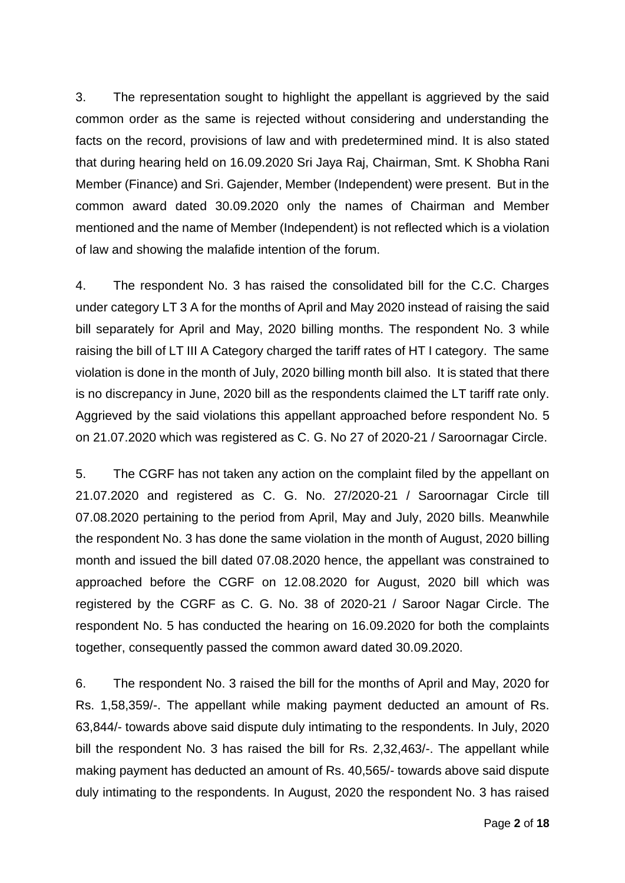3. The representation sought to highlight the appellant is aggrieved by the said common order as the same is rejected without considering and understanding the facts on the record, provisions of law and with predetermined mind. It is also stated that during hearing held on 16.09.2020 Sri Jaya Raj, Chairman, Smt. K Shobha Rani Member (Finance) and Sri. Gajender, Member (Independent) were present. But in the common award dated 30.09.2020 only the names of Chairman and Member mentioned and the name of Member (Independent) is not reflected which is a violation of law and showing the malafide intention of the forum.

4. The respondent No. 3 has raised the consolidated bill for the C.C. Charges under category LT 3 A for the months of April and May 2020 instead of raising the said bill separately for April and May, 2020 billing months. The respondent No. 3 while raising the bill of LT III A Category charged the tariff rates of HT I category. The same violation is done in the month of July, 2020 billing month bill also. It is stated that there is no discrepancy in June, 2020 bill as the respondents claimed the LT tariff rate only. Aggrieved by the said violations this appellant approached before respondent No. 5 on 21.07.2020 which was registered as C. G. No 27 of 2020-21 / Saroornagar Circle.

5. The CGRF has not taken any action on the complaint filed by the appellant on 21.07.2020 and registered as C. G. No. 27/2020-21 / Saroornagar Circle till 07.08.2020 pertaining to the period from April, May and July, 2020 bills. Meanwhile the respondent No. 3 has done the same violation in the month of August, 2020 billing month and issued the bill dated 07.08.2020 hence, the appellant was constrained to approached before the CGRF on 12.08.2020 for August, 2020 bill which was registered by the CGRF as C. G. No. 38 of 2020-21 / Saroor Nagar Circle. The respondent No. 5 has conducted the hearing on 16.09.2020 for both the complaints together, consequently passed the common award dated 30.09.2020.

6. The respondent No. 3 raised the bill for the months of April and May, 2020 for Rs. 1,58,359/-. The appellant while making payment deducted an amount of Rs. 63,844/- towards above said dispute duly intimating to the respondents. In July, 2020 bill the respondent No. 3 has raised the bill for Rs. 2,32,463/-. The appellant while making payment has deducted an amount of Rs. 40,565/- towards above said dispute duly intimating to the respondents. In August, 2020 the respondent No. 3 has raised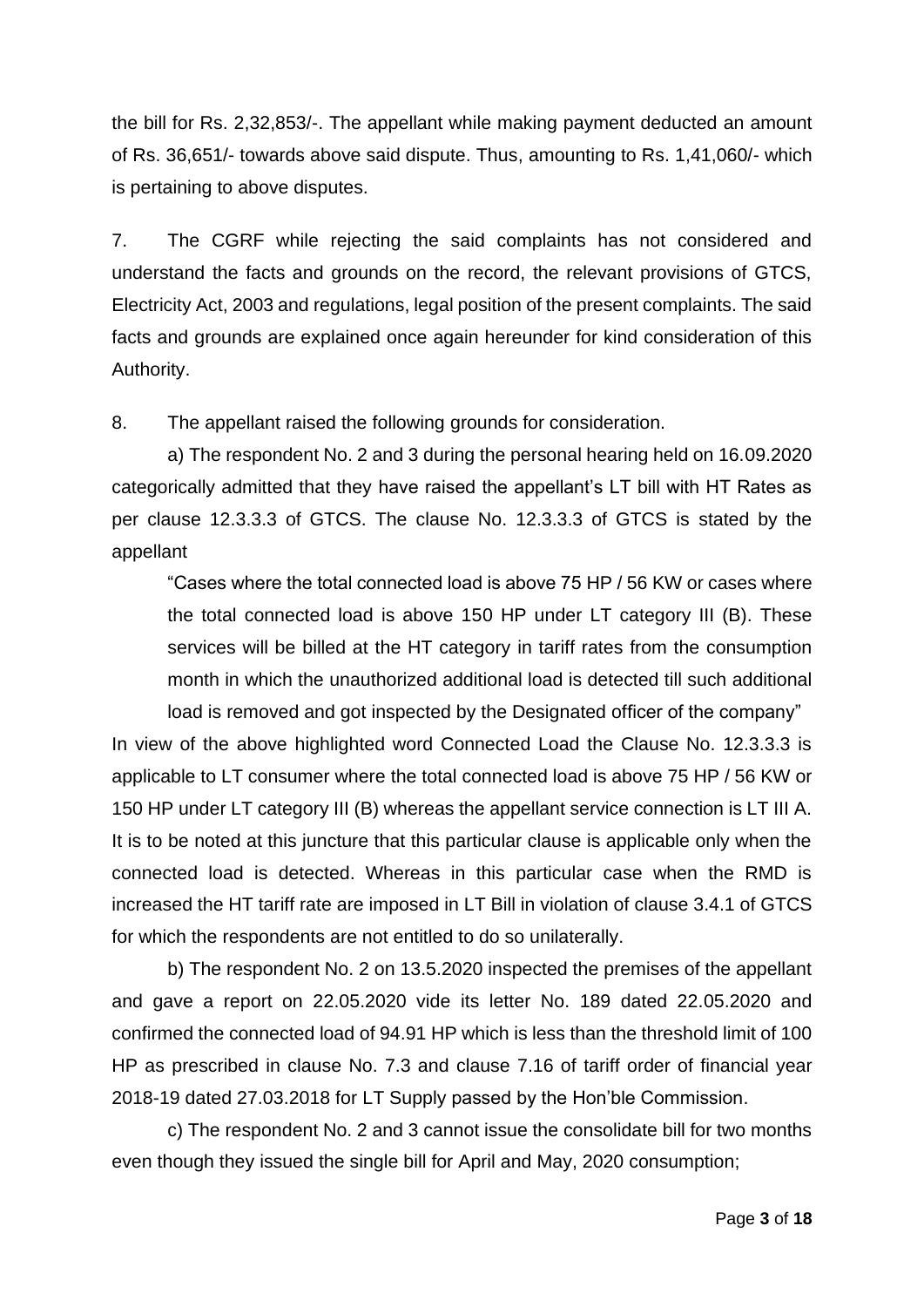the bill for Rs. 2,32,853/-. The appellant while making payment deducted an amount of Rs. 36,651/- towards above said dispute. Thus, amounting to Rs. 1,41,060/- which is pertaining to above disputes.

7. The CGRF while rejecting the said complaints has not considered and understand the facts and grounds on the record, the relevant provisions of GTCS, Electricity Act, 2003 and regulations, legal position of the present complaints. The said facts and grounds are explained once again hereunder for kind consideration of this Authority.

8. The appellant raised the following grounds for consideration.

a) The respondent No. 2 and 3 during the personal hearing held on 16.09.2020 categorically admitted that they have raised the appellant's LT bill with HT Rates as per clause 12.3.3.3 of GTCS. The clause No. 12.3.3.3 of GTCS is stated by the appellant

> "Cases where the total connected load is above 75 HP / 56 KW or cases where the total connected load is above 150 HP under LT category III (B). These services will be billed at the HT category in tariff rates from the consumption month in which the unauthorized additional load is detected till such additional load is removed and got inspected by the Designated officer of the company"

In view of the above highlighted word Connected Load the Clause No. 12.3.3.3 is applicable to LT consumer where the total connected load is above 75 HP / 56 KW or 150 HP under LT category III (B) whereas the appellant service connection is LT III A. It is to be noted at this juncture that this particular clause is applicable only when the connected load is detected. Whereas in this particular case when the RMD is increased the HT tariff rate are imposed in LT Bill in violation of clause 3.4.1 of GTCS for which the respondents are not entitled to do so unilaterally.

b) The respondent No. 2 on 13.5.2020 inspected the premises of the appellant and gave a report on 22.05.2020 vide its letter No. 189 dated 22.05.2020 and confirmed the connected load of 94.91 HP which is less than the threshold limit of 100 HP as prescribed in clause No. 7.3 and clause 7.16 of tariff order of financial year 2018-19 dated 27.03.2018 for LT Supply passed by the Hon'ble Commission.

c) The respondent No. 2 and 3 cannot issue the consolidate bill for two months even though they issued the single bill for April and May, 2020 consumption;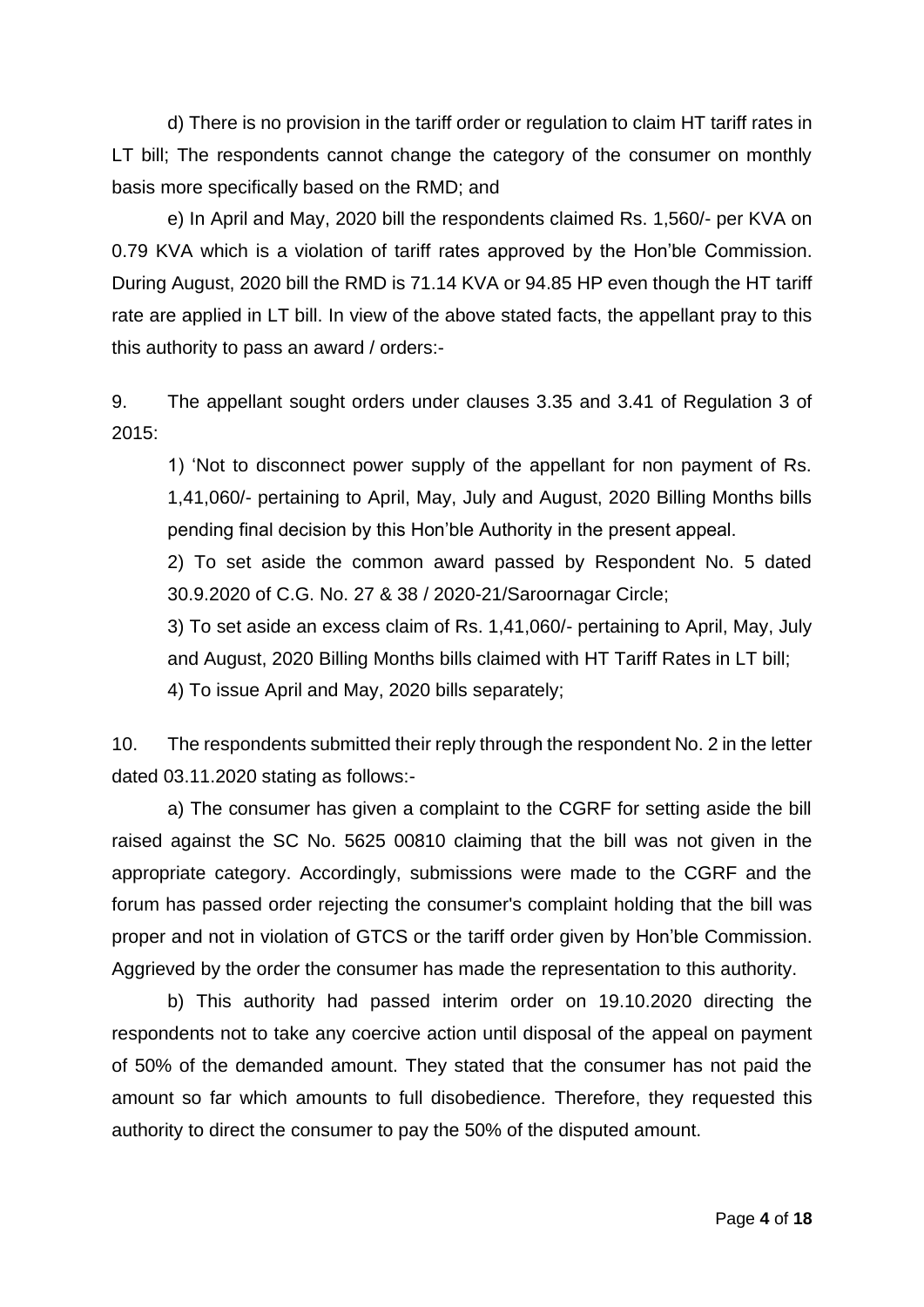d) There is no provision in the tariff order or regulation to claim HT tariff rates in LT bill; The respondents cannot change the category of the consumer on monthly basis more specifically based on the RMD; and

e) In April and May, 2020 bill the respondents claimed Rs. 1,560/- per KVA on 0.79 KVA which is a violation of tariff rates approved by the Hon'ble Commission. During August, 2020 bill the RMD is 71.14 KVA or 94.85 HP even though the HT tariff rate are applied in LT bill. In view of the above stated facts, the appellant pray to this this authority to pass an award / orders:-

9. The appellant sought orders under clauses 3.35 and 3.41 of Regulation 3 of 2015:

1) 'Not to disconnect power supply of the appellant for non payment of Rs. 1,41,060/- pertaining to April, May, July and August, 2020 Billing Months bills pending final decision by this Hon'ble Authority in the present appeal.

2) To set aside the common award passed by Respondent No. 5 dated 30.9.2020 of C.G. No. 27 & 38 / 2020-21/Saroornagar Circle;

3) To set aside an excess claim of Rs. 1,41,060/- pertaining to April, May, July and August, 2020 Billing Months bills claimed with HT Tariff Rates in LT bill;

4) To issue April and May, 2020 bills separately;

10. The respondents submitted their reply through the respondent No. 2 in the letter dated 03.11.2020 stating as follows:-

a) The consumer has given a complaint to the CGRF for setting aside the bill raised against the SC No. 5625 00810 claiming that the bill was not given in the appropriate category. Accordingly, submissions were made to the CGRF and the forum has passed order rejecting the consumer's complaint holding that the bill was proper and not in violation of GTCS or the tariff order given by Hon'ble Commission. Aggrieved by the order the consumer has made the representation to this authority.

b) This authority had passed interim order on 19.10.2020 directing the respondents not to take any coercive action until disposal of the appeal on payment of 50% of the demanded amount. They stated that the consumer has not paid the amount so far which amounts to full disobedience. Therefore, they requested this authority to direct the consumer to pay the 50% of the disputed amount.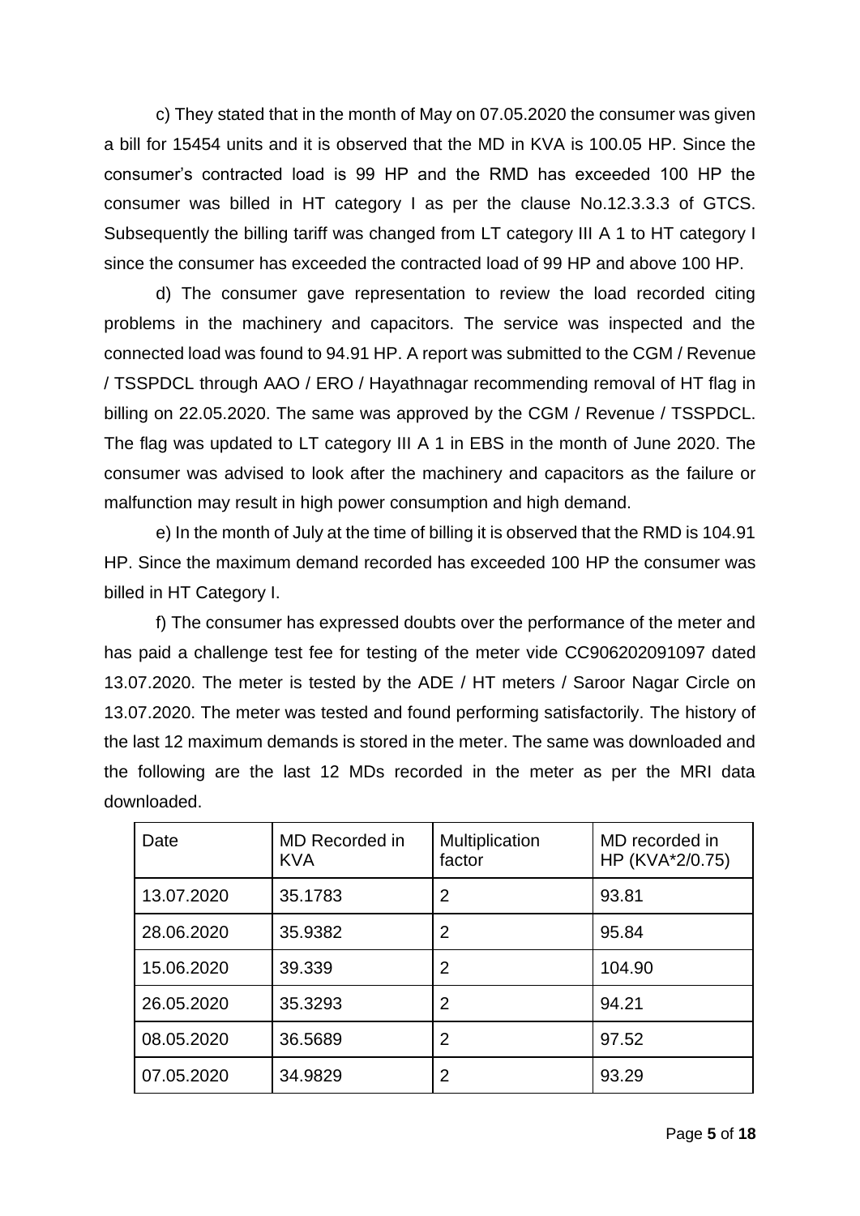c) They stated that in the month of May on 07.05.2020 the consumer was given a bill for 15454 units and it is observed that the MD in KVA is 100.05 HP. Since the consumer's contracted load is 99 HP and the RMD has exceeded 100 HP the consumer was billed in HT category I as per the clause No.12.3.3.3 of GTCS. Subsequently the billing tariff was changed from LT category III A 1 to HT category I since the consumer has exceeded the contracted load of 99 HP and above 100 HP.

d) The consumer gave representation to review the load recorded citing problems in the machinery and capacitors. The service was inspected and the connected load was found to 94.91 HP. A report was submitted to the CGM / Revenue / TSSPDCL through AAO / ERO / Hayathnagar recommending removal of HT flag in billing on 22.05.2020. The same was approved by the CGM / Revenue / TSSPDCL. The flag was updated to LT category III A 1 in EBS in the month of June 2020. The consumer was advised to look after the machinery and capacitors as the failure or malfunction may result in high power consumption and high demand.

e) In the month of July at the time of billing it is observed that the RMD is 104.91 HP. Since the maximum demand recorded has exceeded 100 HP the consumer was billed in HT Category I.

f) The consumer has expressed doubts over the performance of the meter and has paid a challenge test fee for testing of the meter vide CC906202091097 dated 13.07.2020. The meter is tested by the ADE / HT meters / Saroor Nagar Circle on 13.07.2020. The meter was tested and found performing satisfactorily. The history of the last 12 maximum demands is stored in the meter. The same was downloaded and the following are the last 12 MDs recorded in the meter as per the MRI data downloaded.

| Date | MD Recorded in KVA | Multiplication factor | MD recorded in HP (KVA*2/0.75) |
|---|---|---|---|
| 13.07.2020 | 35.1783 | 2 | 93.81 |
| 28.06.2020 | 35.9382 | 2 | 95.84 |
| 15.06.2020 | 39.339 | 2 | 104.90 |
| 26.05.2020 | 35.3293 | 2 | 94.21 |
| 08.05.2020 | 36.5689 | 2 | 97.52 |
| 07.05.2020 | 34.9829 | 2 | 93.29 |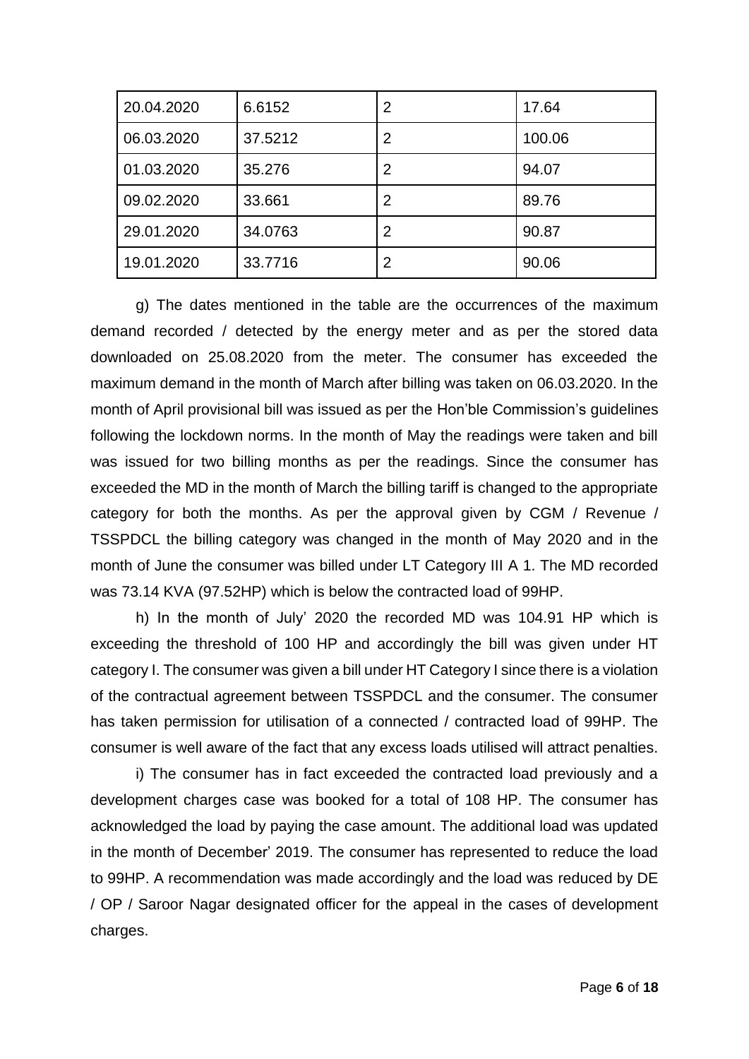| 20.04.2020 | 6.6152 | 2 | 17.64 |
|---|---|---|---|
| 06.03.2020 | 37.5212 | 2 | 100.06 |
| 01.03.2020 | 35.276 | 2 | 94.07 |
| 09.02.2020 | 33.661 | 2 | 89.76 |
| 29.01.2020 | 34.0763 | 2 | 90.87 |
| 19.01.2020 | 33.7716 | 2 | 90.06 |

g) The dates mentioned in the table are the occurrences of the maximum demand recorded / detected by the energy meter and as per the stored data downloaded on 25.08.2020 from the meter. The consumer has exceeded the maximum demand in the month of March after billing was taken on 06.03.2020. In the month of April provisional bill was issued as per the Hon'ble Commission's guidelines following the lockdown norms. In the month of May the readings were taken and bill was issued for two billing months as per the readings. Since the consumer has exceeded the MD in the month of March the billing tariff is changed to the appropriate category for both the months. As per the approval given by CGM / Revenue / TSSPDCL the billing category was changed in the month of May 2020 and in the month of June the consumer was billed under LT Category III A 1. The MD recorded was 73.14 KVA (97.52HP) which is below the contracted load of 99HP.

h) In the month of July' 2020 the recorded MD was 104.91 HP which is exceeding the threshold of 100 HP and accordingly the bill was given under HT category I. The consumer was given a bill under HT Category I since there is a violation of the contractual agreement between TSSPDCL and the consumer. The consumer has taken permission for utilisation of a connected / contracted load of 99HP. The consumer is well aware of the fact that any excess loads utilised will attract penalties.

i) The consumer has in fact exceeded the contracted load previously and a development charges case was booked for a total of 108 HP. The consumer has acknowledged the load by paying the case amount. The additional load was updated in the month of December' 2019. The consumer has represented to reduce the load to 99HP. A recommendation was made accordingly and the load was reduced by DE / OP / Saroor Nagar designated officer for the appeal in the cases of development charges.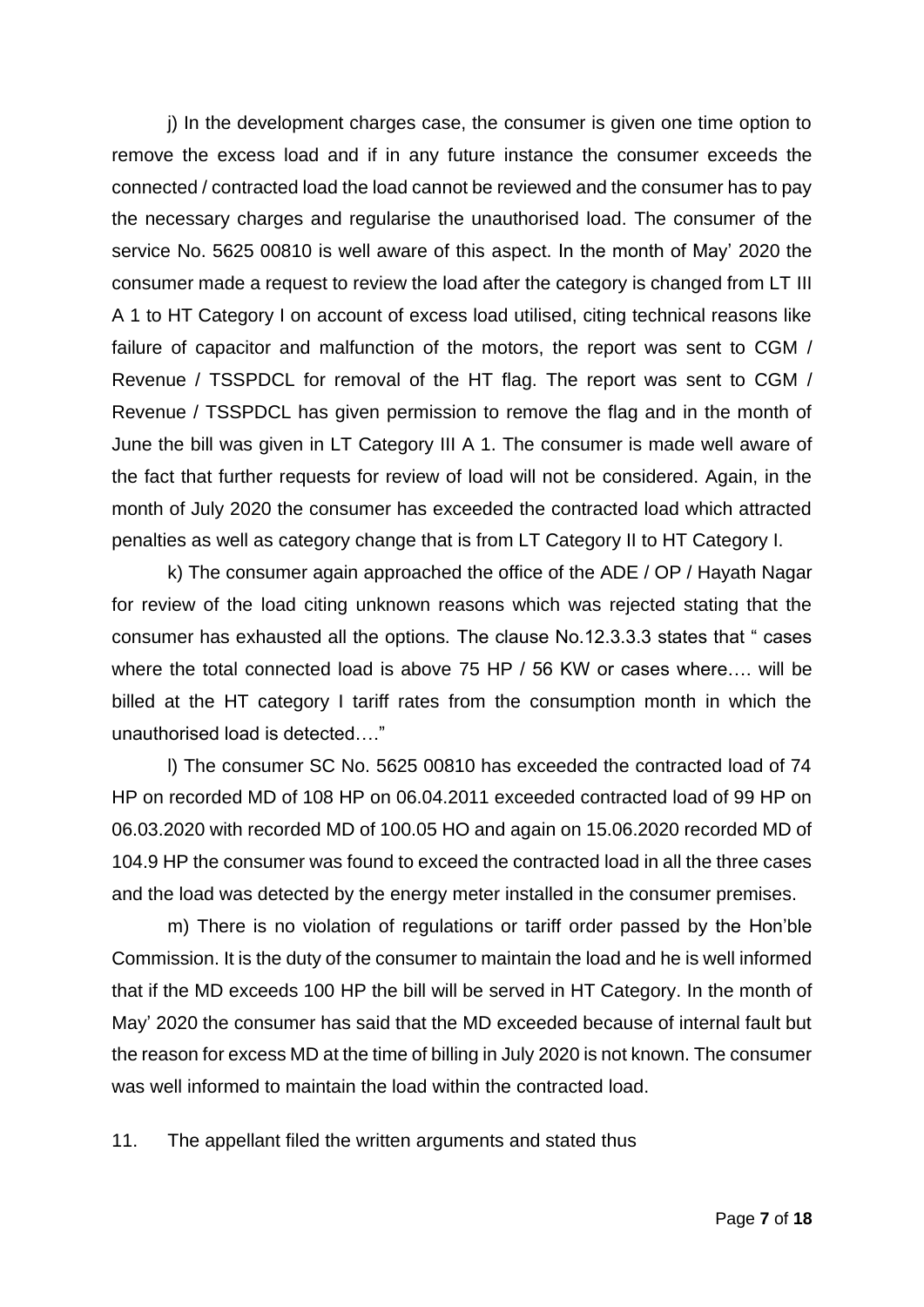j) In the development charges case, the consumer is given one time option to remove the excess load and if in any future instance the consumer exceeds the connected / contracted load the load cannot be reviewed and the consumer has to pay the necessary charges and regularise the unauthorised load. The consumer of the service No. 5625 00810 is well aware of this aspect. In the month of May' 2020 the consumer made a request to review the load after the category is changed from LT III A 1 to HT Category I on account of excess load utilised, citing technical reasons like failure of capacitor and malfunction of the motors, the report was sent to CGM / Revenue / TSSPDCL for removal of the HT flag. The report was sent to CGM / Revenue / TSSPDCL has given permission to remove the flag and in the month of June the bill was given in LT Category III A 1. The consumer is made well aware of the fact that further requests for review of load will not be considered. Again, in the month of July 2020 the consumer has exceeded the contracted load which attracted penalties as well as category change that is from LT Category II to HT Category I.

k) The consumer again approached the office of the ADE / OP / Hayath Nagar for review of the load citing unknown reasons which was rejected stating that the consumer has exhausted all the options. The clause No.12.3.3.3 states that " cases where the total connected load is above 75 HP / 56 KW or cases where…. will be billed at the HT category I tariff rates from the consumption month in which the unauthorised load is detected…."

l) The consumer SC No. 5625 00810 has exceeded the contracted load of 74 HP on recorded MD of 108 HP on 06.04.2011 exceeded contracted load of 99 HP on 06.03.2020 with recorded MD of 100.05 HO and again on 15.06.2020 recorded MD of 104.9 HP the consumer was found to exceed the contracted load in all the three cases and the load was detected by the energy meter installed in the consumer premises.

m) There is no violation of regulations or tariff order passed by the Hon'ble Commission. It is the duty of the consumer to maintain the load and he is well informed that if the MD exceeds 100 HP the bill will be served in HT Category. In the month of May' 2020 the consumer has said that the MD exceeded because of internal fault but the reason for excess MD at the time of billing in July 2020 is not known. The consumer was well informed to maintain the load within the contracted load.

11. The appellant filed the written arguments and stated thus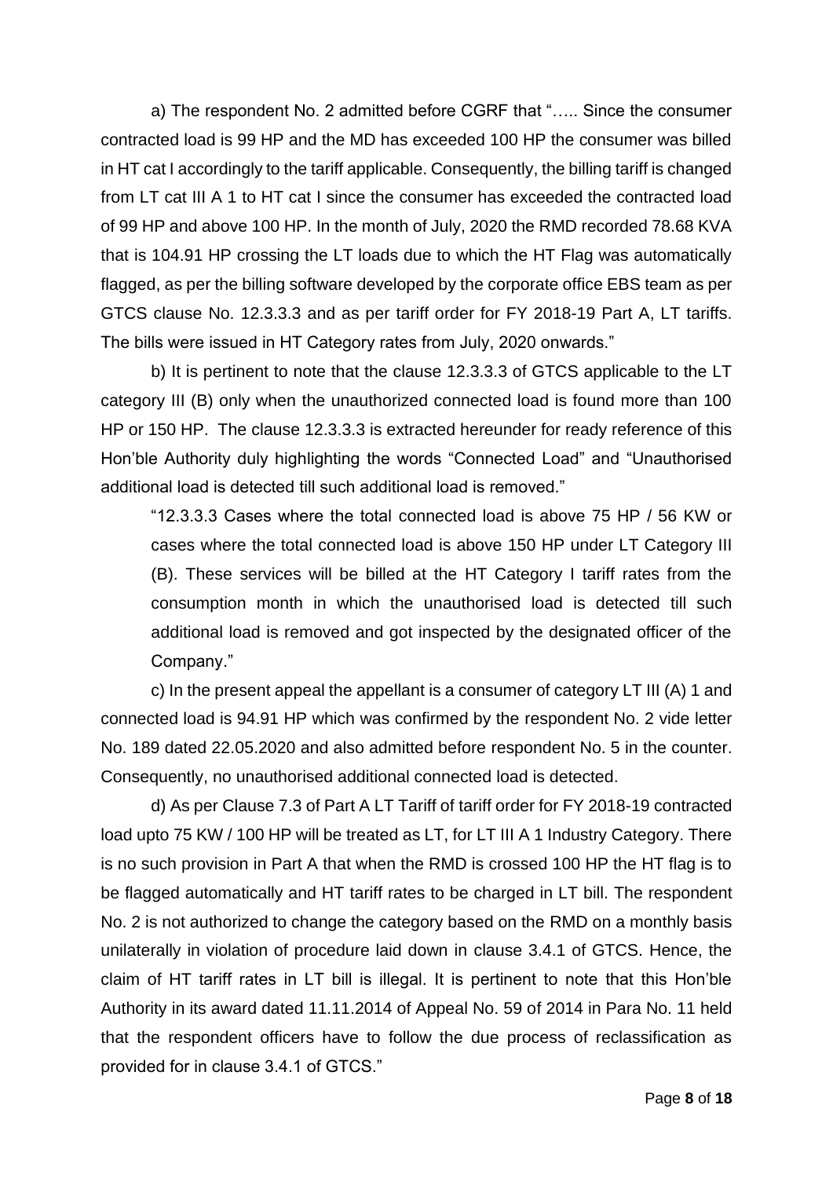a) The respondent No. 2 admitted before CGRF that "….. Since the consumer contracted load is 99 HP and the MD has exceeded 100 HP the consumer was billed in HT cat I accordingly to the tariff applicable. Consequently, the billing tariff is changed from LT cat III A 1 to HT cat I since the consumer has exceeded the contracted load of 99 HP and above 100 HP. In the month of July, 2020 the RMD recorded 78.68 KVA that is 104.91 HP crossing the LT loads due to which the HT Flag was automatically flagged, as per the billing software developed by the corporate office EBS team as per GTCS clause No. 12.3.3.3 and as per tariff order for FY 2018-19 Part A, LT tariffs. The bills were issued in HT Category rates from July, 2020 onwards."

b) It is pertinent to note that the clause 12.3.3.3 of GTCS applicable to the LT category III (B) only when the unauthorized connected load is found more than 100 HP or 150 HP. The clause 12.3.3.3 is extracted hereunder for ready reference of this Hon'ble Authority duly highlighting the words "Connected Load" and "Unauthorised additional load is detected till such additional load is removed."

> "12.3.3.3 Cases where the total connected load is above 75 HP / 56 KW or cases where the total connected load is above 150 HP under LT Category III (B). These services will be billed at the HT Category I tariff rates from the consumption month in which the unauthorised load is detected till such additional load is removed and got inspected by the designated officer of the Company."

c) In the present appeal the appellant is a consumer of category LT III (A) 1 and connected load is 94.91 HP which was confirmed by the respondent No. 2 vide letter No. 189 dated 22.05.2020 and also admitted before respondent No. 5 in the counter. Consequently, no unauthorised additional connected load is detected.

d) As per Clause 7.3 of Part A LT Tariff of tariff order for FY 2018-19 contracted load upto 75 KW / 100 HP will be treated as LT, for LT III A 1 Industry Category. There is no such provision in Part A that when the RMD is crossed 100 HP the HT flag is to be flagged automatically and HT tariff rates to be charged in LT bill. The respondent No. 2 is not authorized to change the category based on the RMD on a monthly basis unilaterally in violation of procedure laid down in clause 3.4.1 of GTCS. Hence, the claim of HT tariff rates in LT bill is illegal. It is pertinent to note that this Hon'ble Authority in its award dated 11.11.2014 of Appeal No. 59 of 2014 in Para No. 11 held that the respondent officers have to follow the due process of reclassification as provided for in clause 3.4.1 of GTCS."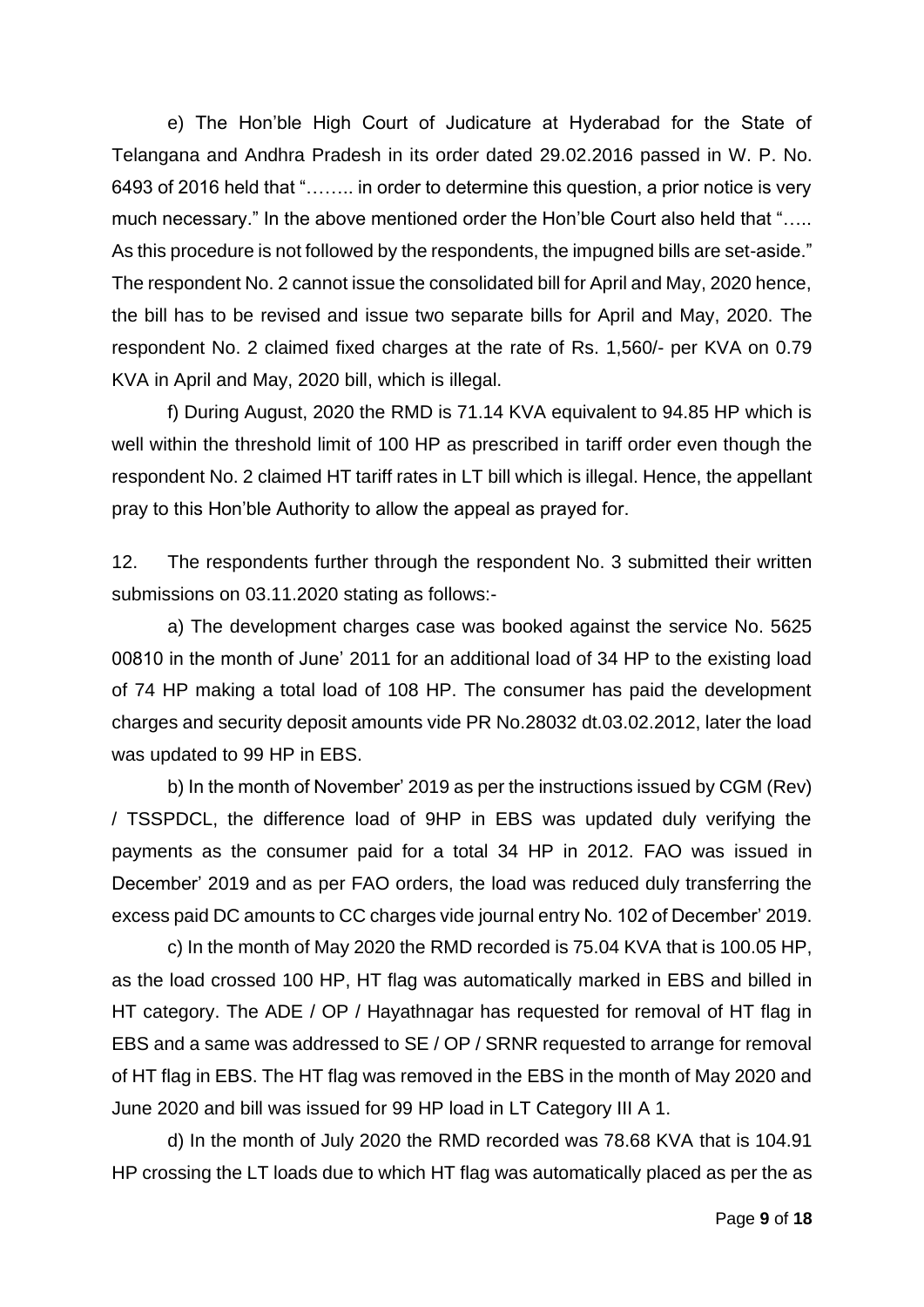e) The Hon'ble High Court of Judicature at Hyderabad for the State of Telangana and Andhra Pradesh in its order dated 29.02.2016 passed in W. P. No. 6493 of 2016 held that "…….. in order to determine this question, a prior notice is very much necessary." In the above mentioned order the Hon'ble Court also held that "….. As this procedure is not followed by the respondents, the impugned bills are set-aside." The respondent No. 2 cannot issue the consolidated bill for April and May, 2020 hence, the bill has to be revised and issue two separate bills for April and May, 2020. The respondent No. 2 claimed fixed charges at the rate of Rs. 1,560/- per KVA on 0.79 KVA in April and May, 2020 bill, which is illegal.

f) During August, 2020 the RMD is 71.14 KVA equivalent to 94.85 HP which is well within the threshold limit of 100 HP as prescribed in tariff order even though the respondent No. 2 claimed HT tariff rates in LT bill which is illegal. Hence, the appellant pray to this Hon'ble Authority to allow the appeal as prayed for.

12. The respondents further through the respondent No. 3 submitted their written submissions on 03.11.2020 stating as follows:-

a) The development charges case was booked against the service No. 5625 00810 in the month of June' 2011 for an additional load of 34 HP to the existing load of 74 HP making a total load of 108 HP. The consumer has paid the development charges and security deposit amounts vide PR No.28032 dt.03.02.2012, later the load was updated to 99 HP in EBS.

b) In the month of November' 2019 as per the instructions issued by CGM (Rev) / TSSPDCL, the difference load of 9HP in EBS was updated duly verifying the payments as the consumer paid for a total 34 HP in 2012. FAO was issued in December' 2019 and as per FAO orders, the load was reduced duly transferring the excess paid DC amounts to CC charges vide journal entry No. 102 of December' 2019.

c) In the month of May 2020 the RMD recorded is 75.04 KVA that is 100.05 HP, as the load crossed 100 HP, HT flag was automatically marked in EBS and billed in HT category. The ADE / OP / Hayathnagar has requested for removal of HT flag in EBS and a same was addressed to SE / OP / SRNR requested to arrange for removal of HT flag in EBS. The HT flag was removed in the EBS in the month of May 2020 and June 2020 and bill was issued for 99 HP load in LT Category III A 1.

d) In the month of July 2020 the RMD recorded was 78.68 KVA that is 104.91 HP crossing the LT loads due to which HT flag was automatically placed as per the as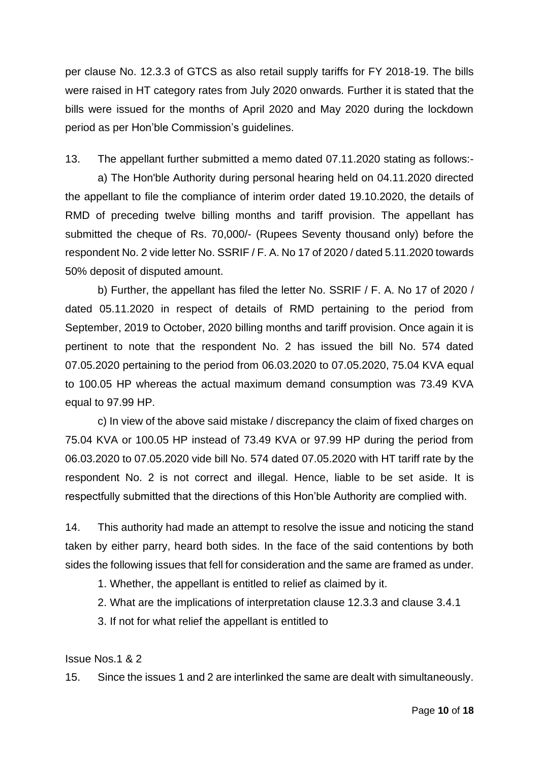per clause No. 12.3.3 of GTCS as also retail supply tariffs for FY 2018-19. The bills were raised in HT category rates from July 2020 onwards. Further it is stated that the bills were issued for the months of April 2020 and May 2020 during the lockdown period as per Hon'ble Commission's guidelines.

13. The appellant further submitted a memo dated 07.11.2020 stating as follows:-

a) The Hon'ble Authority during personal hearing held on 04.11.2020 directed the appellant to file the compliance of interim order dated 19.10.2020, the details of RMD of preceding twelve billing months and tariff provision. The appellant has submitted the cheque of Rs. 70,000/- (Rupees Seventy thousand only) before the respondent No. 2 vide letter No. SSRIF / F. A. No 17 of 2020 / dated 5.11.2020 towards 50% deposit of disputed amount.

b) Further, the appellant has filed the letter No. SSRIF / F. A. No 17 of 2020 / dated 05.11.2020 in respect of details of RMD pertaining to the period from September, 2019 to October, 2020 billing months and tariff provision. Once again it is pertinent to note that the respondent No. 2 has issued the bill No. 574 dated 07.05.2020 pertaining to the period from 06.03.2020 to 07.05.2020, 75.04 KVA equal to 100.05 HP whereas the actual maximum demand consumption was 73.49 KVA equal to 97.99 HP.

c) In view of the above said mistake / discrepancy the claim of fixed charges on 75.04 KVA or 100.05 HP instead of 73.49 KVA or 97.99 HP during the period from 06.03.2020 to 07.05.2020 vide bill No. 574 dated 07.05.2020 with HT tariff rate by the respondent No. 2 is not correct and illegal. Hence, liable to be set aside. It is respectfully submitted that the directions of this Hon'ble Authority are complied with.

14. This authority had made an attempt to resolve the issue and noticing the stand taken by either parry, heard both sides. In the face of the said contentions by both sides the following issues that fell for consideration and the same are framed as under.

1. Whether, the appellant is entitled to relief as claimed by it.
2. What are the implications of interpretation clause 12.3.3 and clause 3.4.1
3. If not for what relief the appellant is entitled to

Issue Nos.1 & 2

15. Since the issues 1 and 2 are interlinked the same are dealt with simultaneously.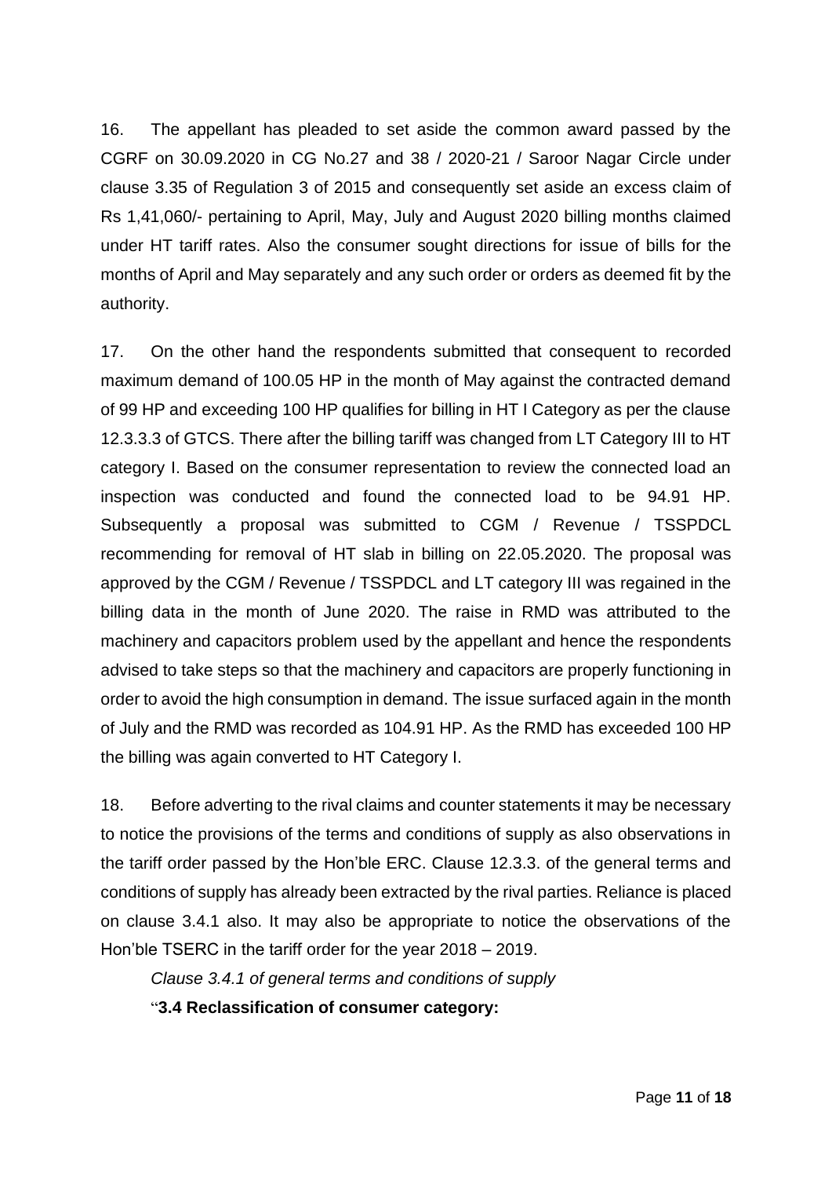16. The appellant has pleaded to set aside the common award passed by the CGRF on 30.09.2020 in CG No.27 and 38 / 2020-21 / Saroor Nagar Circle under clause 3.35 of Regulation 3 of 2015 and consequently set aside an excess claim of Rs 1,41,060/- pertaining to April, May, July and August 2020 billing months claimed under HT tariff rates. Also the consumer sought directions for issue of bills for the months of April and May separately and any such order or orders as deemed fit by the authority.

17. On the other hand the respondents submitted that consequent to recorded maximum demand of 100.05 HP in the month of May against the contracted demand of 99 HP and exceeding 100 HP qualifies for billing in HT I Category as per the clause 12.3.3.3 of GTCS. There after the billing tariff was changed from LT Category III to HT category I. Based on the consumer representation to review the connected load an inspection was conducted and found the connected load to be 94.91 HP. Subsequently a proposal was submitted to CGM / Revenue / TSSPDCL recommending for removal of HT slab in billing on 22.05.2020. The proposal was approved by the CGM / Revenue / TSSPDCL and LT category III was regained in the billing data in the month of June 2020. The raise in RMD was attributed to the machinery and capacitors problem used by the appellant and hence the respondents advised to take steps so that the machinery and capacitors are properly functioning in order to avoid the high consumption in demand. The issue surfaced again in the month of July and the RMD was recorded as 104.91 HP. As the RMD has exceeded 100 HP the billing was again converted to HT Category I.

18. Before adverting to the rival claims and counter statements it may be necessary to notice the provisions of the terms and conditions of supply as also observations in the tariff order passed by the Hon'ble ERC. Clause 12.3.3. of the general terms and conditions of supply has already been extracted by the rival parties. Reliance is placed on clause 3.4.1 also. It may also be appropriate to notice the observations of the Hon'ble TSERC in the tariff order for the year 2018 – 2019.

*Clause 3.4.1 of general terms and conditions of supply*

"**3.4 Reclassification of consumer category:**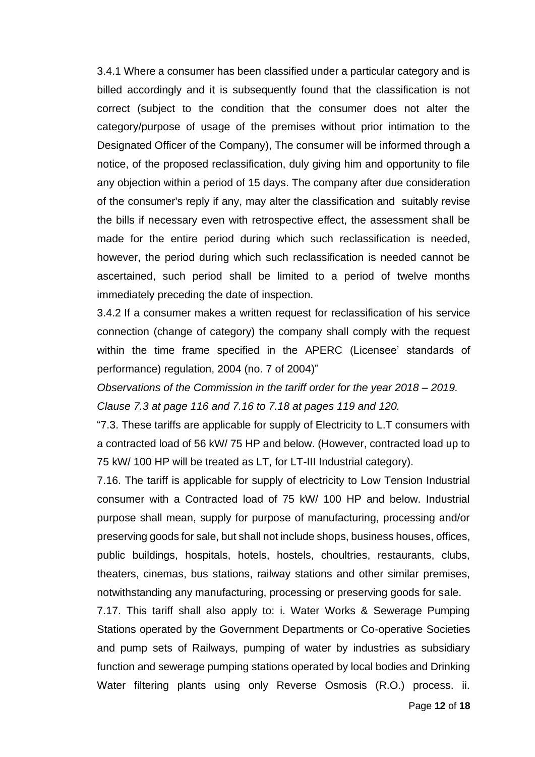3.4.1 Where a consumer has been classified under a particular category and is billed accordingly and it is subsequently found that the classification is not correct (subject to the condition that the consumer does not alter the category/purpose of usage of the premises without prior intimation to the Designated Officer of the Company), The consumer will be informed through a notice, of the proposed reclassification, duly giving him and opportunity to file any objection within a period of 15 days. The company after due consideration of the consumer's reply if any, may alter the classification and suitably revise the bills if necessary even with retrospective effect, the assessment shall be made for the entire period during which such reclassification is needed, however, the period during which such reclassification is needed cannot be ascertained, such period shall be limited to a period of twelve months immediately preceding the date of inspection.

3.4.2 If a consumer makes a written request for reclassification of his service connection (change of category) the company shall comply with the request within the time frame specified in the APERC (Licensee' standards of performance) regulation, 2004 (no. 7 of 2004)"

*Observations of the Commission in the tariff order for the year 2018 – 2019.*

*Clause 7.3 at page 116 and 7.16 to 7.18 at pages 119 and 120.*

"7.3. These tariffs are applicable for supply of Electricity to L.T consumers with a contracted load of 56 kW/ 75 HP and below. (However, contracted load up to 75 kW/ 100 HP will be treated as LT, for LT-III Industrial category).

7.16. The tariff is applicable for supply of electricity to Low Tension Industrial consumer with a Contracted load of 75 kW/ 100 HP and below. Industrial purpose shall mean, supply for purpose of manufacturing, processing and/or preserving goods for sale, but shall not include shops, business houses, offices, public buildings, hospitals, hotels, hostels, choultries, restaurants, clubs, theaters, cinemas, bus stations, railway stations and other similar premises, notwithstanding any manufacturing, processing or preserving goods for sale.

7.17. This tariff shall also apply to: i. Water Works & Sewerage Pumping Stations operated by the Government Departments or Co-operative Societies and pump sets of Railways, pumping of water by industries as subsidiary function and sewerage pumping stations operated by local bodies and Drinking Water filtering plants using only Reverse Osmosis (R.O.) process. ii.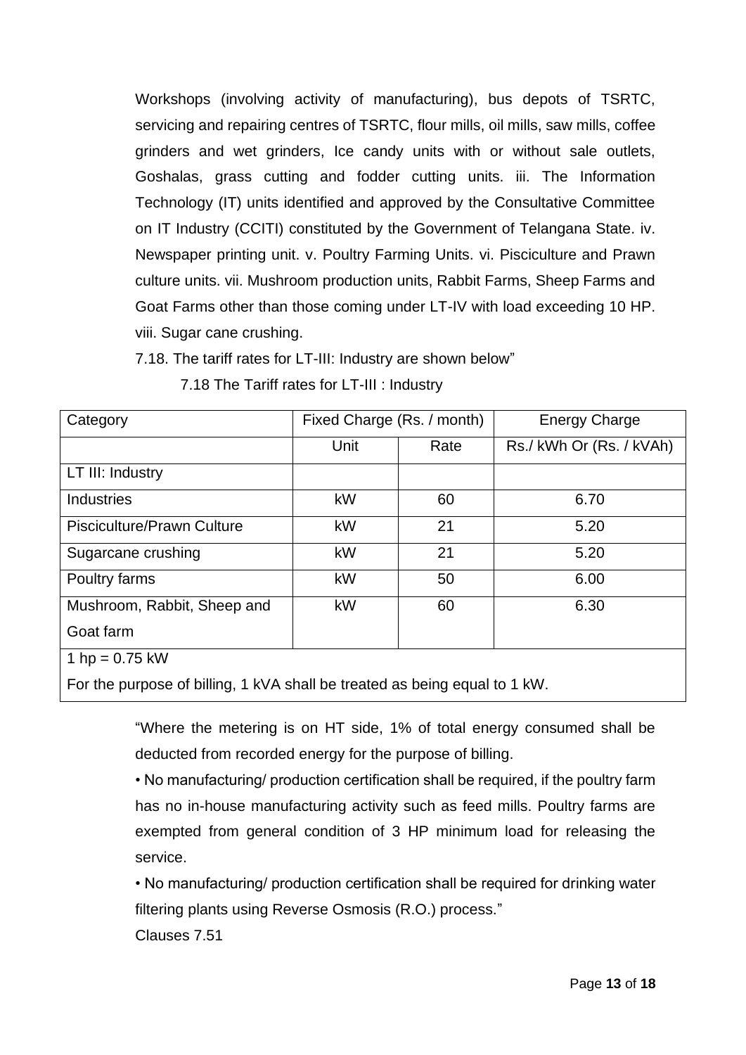Workshops (involving activity of manufacturing), bus depots of TSRTC, servicing and repairing centres of TSRTC, flour mills, oil mills, saw mills, coffee grinders and wet grinders, Ice candy units with or without sale outlets, Goshalas, grass cutting and fodder cutting units. iii. The Information Technology (IT) units identified and approved by the Consultative Committee on IT Industry (CCITI) constituted by the Government of Telangana State. iv. Newspaper printing unit. v. Poultry Farming Units. vi. Pisciculture and Prawn culture units. vii. Mushroom production units, Rabbit Farms, Sheep Farms and Goat Farms other than those coming under LT-IV with load exceeding 10 HP. viii. Sugar cane crushing.

7.18. The tariff rates for LT-III: Industry are shown below"

7.18 The Tariff rates for LT-III : Industry

| Category | Fixed Charge (Rs. / month) | | Energy Charge |
|---|---|---|---|
| | Unit | Rate | Rs./ kWh Or (Rs. / kVAh) |
| LT III: Industry | | | |
| Industries | kW | 60 | 6.70 |
| Pisciculture/Prawn Culture | kW | 21 | 5.20 |
| Sugarcane crushing | kW | 21 | 5.20 |
| Poultry farms | kW | 50 | 6.00 |
| Mushroom, Rabbit, Sheep and Goat farm | kW | 60 | 6.30 |
| 1 hp = 0.75 kW<br>For the purpose of billing, 1 kVA shall be treated as being equal to 1 kW. | | | |

"Where the metering is on HT side, 1% of total energy consumed shall be deducted from recorded energy for the purpose of billing.

- No manufacturing/ production certification shall be required, if the poultry farm has no in-house manufacturing activity such as feed mills. Poultry farms are exempted from general condition of 3 HP minimum load for releasing the service.
- No manufacturing/ production certification shall be required for drinking water filtering plants using Reverse Osmosis (R.O.) process."

Clauses 7.51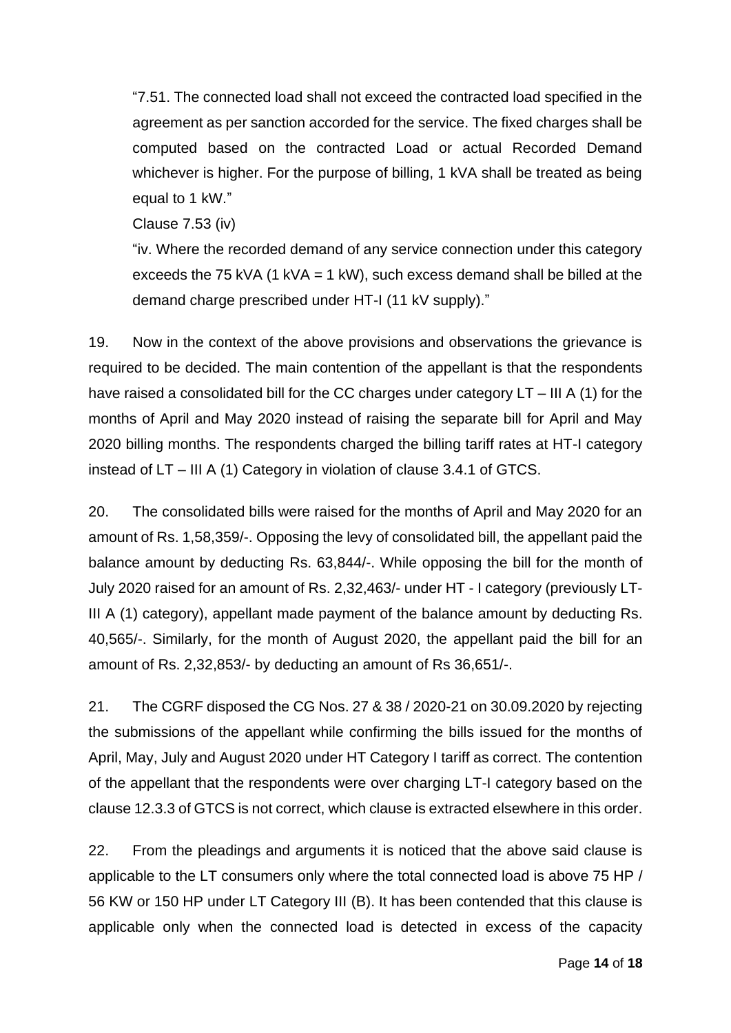"7.51. The connected load shall not exceed the contracted load specified in the agreement as per sanction accorded for the service. The fixed charges shall be computed based on the contracted Load or actual Recorded Demand whichever is higher. For the purpose of billing, 1 kVA shall be treated as being equal to 1 kW."

Clause 7.53 (iv)

"iv. Where the recorded demand of any service connection under this category exceeds the 75 kVA (1 kVA = 1 kW), such excess demand shall be billed at the demand charge prescribed under HT-I (11 kV supply)."

19. Now in the context of the above provisions and observations the grievance is required to be decided. The main contention of the appellant is that the respondents have raised a consolidated bill for the CC charges under category LT – III A (1) for the months of April and May 2020 instead of raising the separate bill for April and May 2020 billing months. The respondents charged the billing tariff rates at HT-I category instead of LT – III A (1) Category in violation of clause 3.4.1 of GTCS.

20. The consolidated bills were raised for the months of April and May 2020 for an amount of Rs. 1,58,359/-. Opposing the levy of consolidated bill, the appellant paid the balance amount by deducting Rs. 63,844/-. While opposing the bill for the month of July 2020 raised for an amount of Rs. 2,32,463/- under HT - I category (previously LT-III A (1) category), appellant made payment of the balance amount by deducting Rs. 40,565/-. Similarly, for the month of August 2020, the appellant paid the bill for an amount of Rs. 2,32,853/- by deducting an amount of Rs 36,651/-.

21. The CGRF disposed the CG Nos. 27 & 38 / 2020-21 on 30.09.2020 by rejecting the submissions of the appellant while confirming the bills issued for the months of April, May, July and August 2020 under HT Category I tariff as correct. The contention of the appellant that the respondents were over charging LT-I category based on the clause 12.3.3 of GTCS is not correct, which clause is extracted elsewhere in this order.

22. From the pleadings and arguments it is noticed that the above said clause is applicable to the LT consumers only where the total connected load is above 75 HP / 56 KW or 150 HP under LT Category III (B). It has been contended that this clause is applicable only when the connected load is detected in excess of the capacity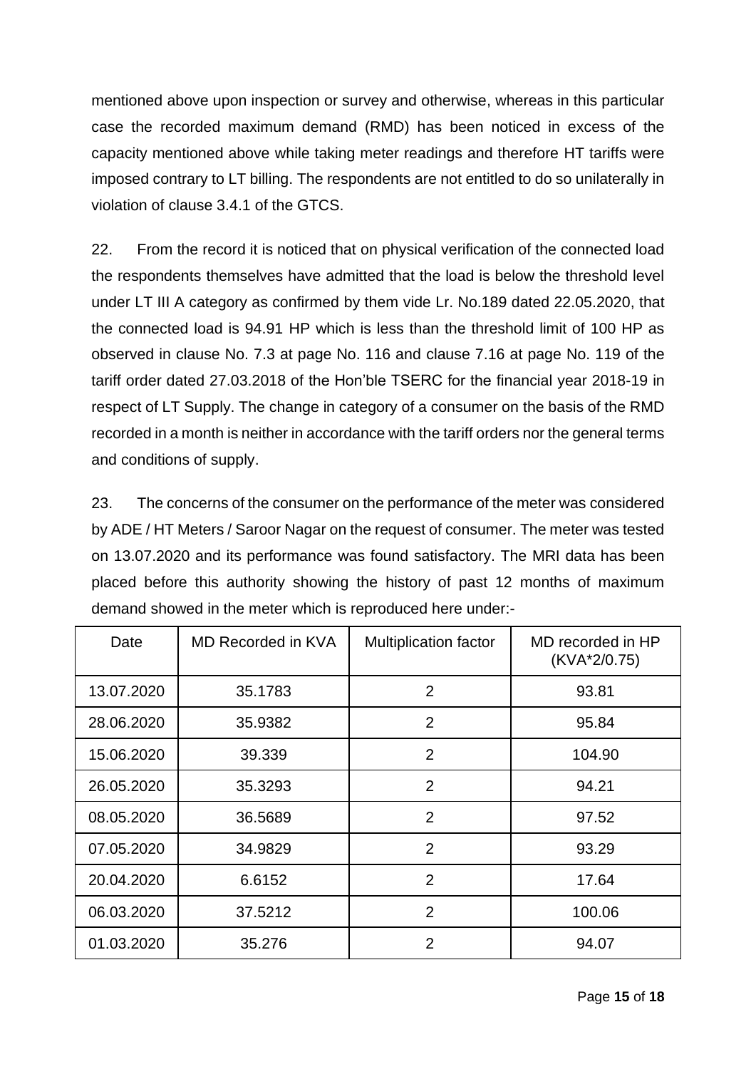mentioned above upon inspection or survey and otherwise, whereas in this particular case the recorded maximum demand (RMD) has been noticed in excess of the capacity mentioned above while taking meter readings and therefore HT tariffs were imposed contrary to LT billing. The respondents are not entitled to do so unilaterally in violation of clause 3.4.1 of the GTCS.

22. From the record it is noticed that on physical verification of the connected load the respondents themselves have admitted that the load is below the threshold level under LT III A category as confirmed by them vide Lr. No.189 dated 22.05.2020, that the connected load is 94.91 HP which is less than the threshold limit of 100 HP as observed in clause No. 7.3 at page No. 116 and clause 7.16 at page No. 119 of the tariff order dated 27.03.2018 of the Hon'ble TSERC for the financial year 2018-19 in respect of LT Supply. The change in category of a consumer on the basis of the RMD recorded in a month is neither in accordance with the tariff orders nor the general terms and conditions of supply.

23. The concerns of the consumer on the performance of the meter was considered by ADE / HT Meters / Saroor Nagar on the request of consumer. The meter was tested on 13.07.2020 and its performance was found satisfactory. The MRI data has been placed before this authority showing the history of past 12 months of maximum demand showed in the meter which is reproduced here under:-

| Date | MD Recorded in KVA | Multiplication factor | MD recorded in HP (KVA*2/0.75) |
|---|---|---|---|
| 13.07.2020 | 35.1783 | 2 | 93.81 |
| 28.06.2020 | 35.9382 | 2 | 95.84 |
| 15.06.2020 | 39.339 | 2 | 104.90 |
| 26.05.2020 | 35.3293 | 2 | 94.21 |
| 08.05.2020 | 36.5689 | 2 | 97.52 |
| 07.05.2020 | 34.9829 | 2 | 93.29 |
| 20.04.2020 | 6.6152 | 2 | 17.64 |
| 06.03.2020 | 37.5212 | 2 | 100.06 |
| 01.03.2020 | 35.276 | 2 | 94.07 |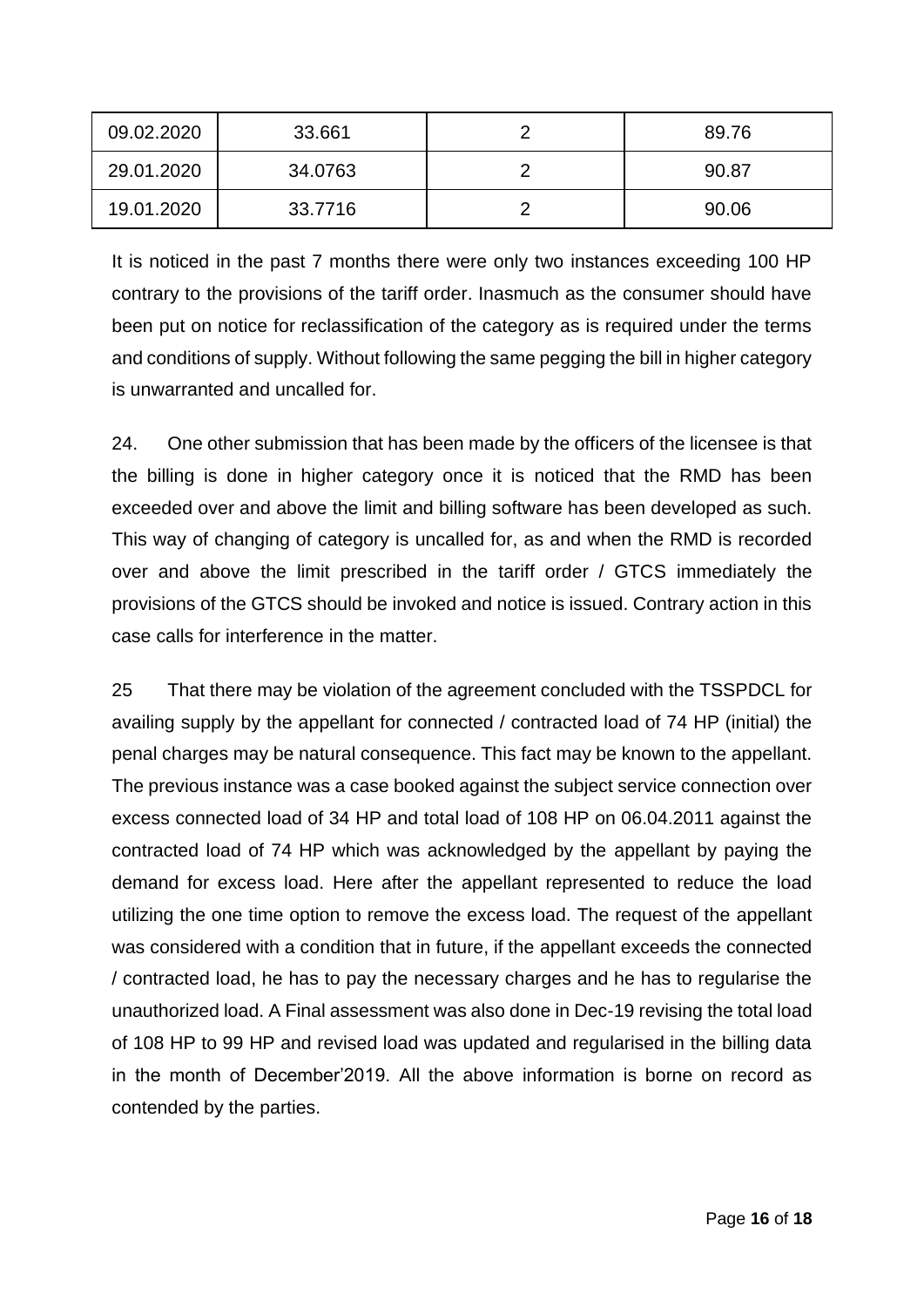| 09.02.2020 | 33.661 | 2 | 89.76 |
|---|---|---|---|
| 29.01.2020 | 34.0763 | 2 | 90.87 |
| 19.01.2020 | 33.7716 | 2 | 90.06 |

It is noticed in the past 7 months there were only two instances exceeding 100 HP contrary to the provisions of the tariff order. Inasmuch as the consumer should have been put on notice for reclassification of the category as is required under the terms and conditions of supply. Without following the same pegging the bill in higher category is unwarranted and uncalled for.

24. One other submission that has been made by the officers of the licensee is that the billing is done in higher category once it is noticed that the RMD has been exceeded over and above the limit and billing software has been developed as such. This way of changing of category is uncalled for, as and when the RMD is recorded over and above the limit prescribed in the tariff order / GTCS immediately the provisions of the GTCS should be invoked and notice is issued. Contrary action in this case calls for interference in the matter.

25 That there may be violation of the agreement concluded with the TSSPDCL for availing supply by the appellant for connected / contracted load of 74 HP (initial) the penal charges may be natural consequence. This fact may be known to the appellant. The previous instance was a case booked against the subject service connection over excess connected load of 34 HP and total load of 108 HP on 06.04.2011 against the contracted load of 74 HP which was acknowledged by the appellant by paying the demand for excess load. Here after the appellant represented to reduce the load utilizing the one time option to remove the excess load. The request of the appellant was considered with a condition that in future, if the appellant exceeds the connected / contracted load, he has to pay the necessary charges and he has to regularise the unauthorized load. A Final assessment was also done in Dec-19 revising the total load of 108 HP to 99 HP and revised load was updated and regularised in the billing data in the month of December'2019. All the above information is borne on record as contended by the parties.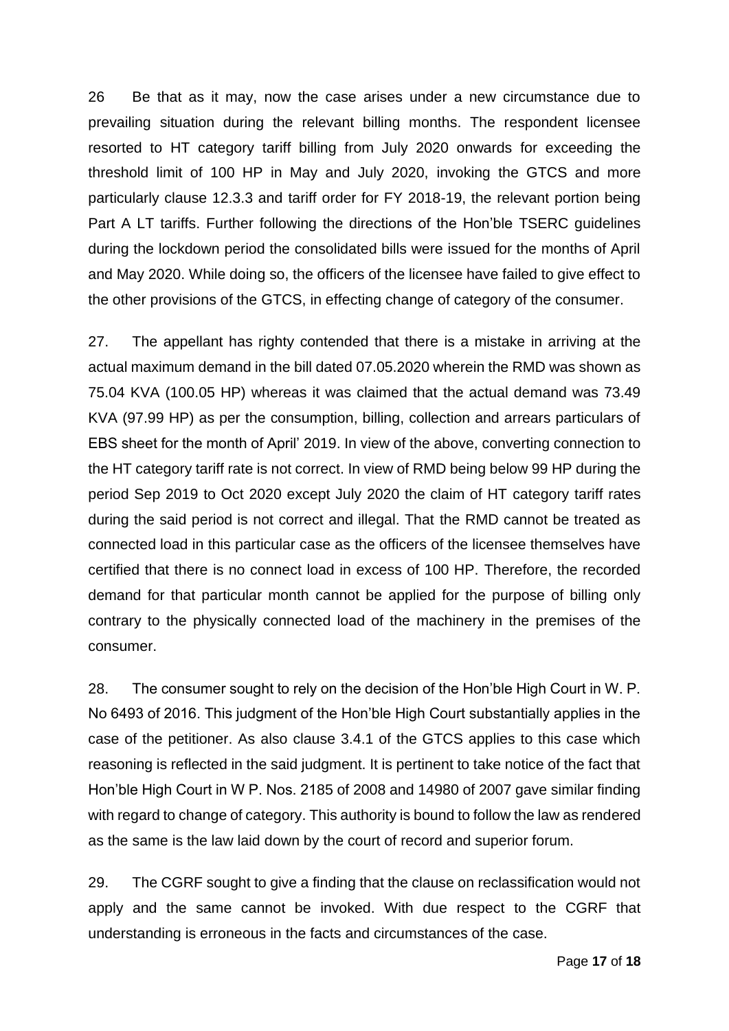26 Be that as it may, now the case arises under a new circumstance due to prevailing situation during the relevant billing months. The respondent licensee resorted to HT category tariff billing from July 2020 onwards for exceeding the threshold limit of 100 HP in May and July 2020, invoking the GTCS and more particularly clause 12.3.3 and tariff order for FY 2018-19, the relevant portion being Part A LT tariffs. Further following the directions of the Hon'ble TSERC guidelines during the lockdown period the consolidated bills were issued for the months of April and May 2020. While doing so, the officers of the licensee have failed to give effect to the other provisions of the GTCS, in effecting change of category of the consumer.

27. The appellant has righty contended that there is a mistake in arriving at the actual maximum demand in the bill dated 07.05.2020 wherein the RMD was shown as 75.04 KVA (100.05 HP) whereas it was claimed that the actual demand was 73.49 KVA (97.99 HP) as per the consumption, billing, collection and arrears particulars of EBS sheet for the month of April' 2019. In view of the above, converting connection to the HT category tariff rate is not correct. In view of RMD being below 99 HP during the period Sep 2019 to Oct 2020 except July 2020 the claim of HT category tariff rates during the said period is not correct and illegal. That the RMD cannot be treated as connected load in this particular case as the officers of the licensee themselves have certified that there is no connect load in excess of 100 HP. Therefore, the recorded demand for that particular month cannot be applied for the purpose of billing only contrary to the physically connected load of the machinery in the premises of the consumer.

28. The consumer sought to rely on the decision of the Hon'ble High Court in W. P. No 6493 of 2016. This judgment of the Hon'ble High Court substantially applies in the case of the petitioner. As also clause 3.4.1 of the GTCS applies to this case which reasoning is reflected in the said judgment. It is pertinent to take notice of the fact that Hon'ble High Court in W P. Nos. 2185 of 2008 and 14980 of 2007 gave similar finding with regard to change of category. This authority is bound to follow the law as rendered as the same is the law laid down by the court of record and superior forum.

29. The CGRF sought to give a finding that the clause on reclassification would not apply and the same cannot be invoked. With due respect to the CGRF that understanding is erroneous in the facts and circumstances of the case.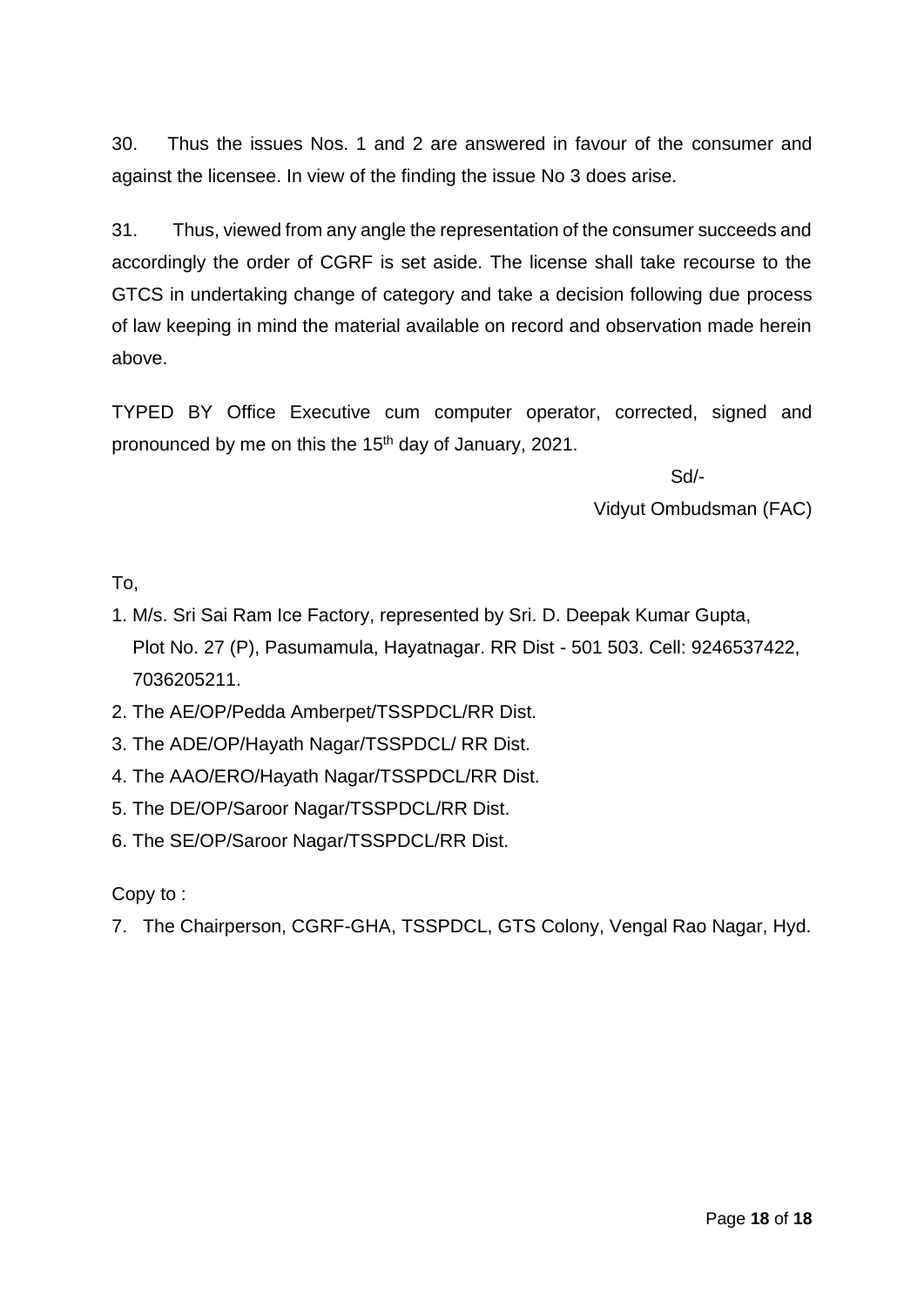30. Thus the issues Nos. 1 and 2 are answered in favour of the consumer and against the licensee. In view of the finding the issue No 3 does arise.

31. Thus, viewed from any angle the representation of the consumer succeeds and accordingly the order of CGRF is set aside. The license shall take recourse to the GTCS in undertaking change of category and take a decision following due process of law keeping in mind the material available on record and observation made herein above.

TYPED BY Office Executive cum computer operator, corrected, signed and pronounced by me on this the 15th day of January, 2021.

Sd/-

Vidyut Ombudsman (FAC)

To,

1. M/s. Sri Sai Ram Ice Factory, represented by Sri. D. Deepak Kumar Gupta, Plot No. 27 (P), Pasumamula, Hayatnagar. RR Dist - 501 503. Cell: 9246537422, 7036205211.
2. The AE/OP/Pedda Amberpet/TSSPDCL/RR Dist.
3. The ADE/OP/Hayath Nagar/TSSPDCL/ RR Dist.
4. The AAO/ERO/Hayath Nagar/TSSPDCL/RR Dist.
5. The DE/OP/Saroor Nagar/TSSPDCL/RR Dist.
6. The SE/OP/Saroor Nagar/TSSPDCL/RR Dist.

Copy to :

7. The Chairperson, CGRF-GHA, TSSPDCL, GTS Colony, Vengal Rao Nagar, Hyd.